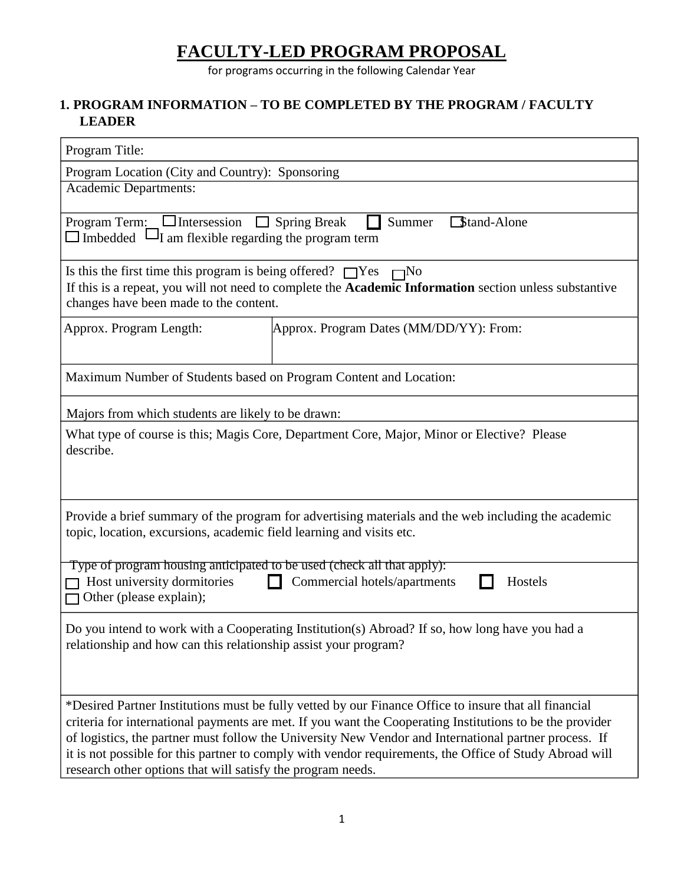# FACULTY-LED PROGRAM PROPOSAL

for programs occurring in the following Calendar Year

## 1. PROGRAM INFORMATION – TO BE COMPLETED BY THE PROGRAM / FACULTY LEADER

| | |
|---|---|
| Program Title: | |
| Program Location (City and Country): Sponsoring | |
| Academic Departments: | |
| Program Term: ☐ Intersession ☐ Spring Break ☐ Summer ☐ Stand-Alone ☐ Imbedded ☐ I am flexible regarding the program term | |
| Is this the first time this program is being offered? ☐ Yes ☐ No<br>If this is a repeat, you will not need to complete the **Academic Information** section unless substantive changes have been made to the content. | |
| Approx. Program Length: | Approx. Program Dates (MM/DD/YY): From: |
| Maximum Number of Students based on Program Content and Location: | |
| Majors from which students are likely to be drawn: | |
| What type of course is this; Magis Core, Department Core, Major, Minor or Elective? Please describe. | |
| Provide a brief summary of the program for advertising materials and the web including the academic topic, location, excursions, academic field learning and visits etc. | |
| Type of program housing anticipated to be used (check all that apply):<br>☐ Host university dormitories ☐ Commercial hotels/apartments ☐ Hostels<br>☐ Other (please explain); | |
| Do you intend to work with a Cooperating Institution(s) Abroad? If so, how long have you had a relationship and how can this relationship assist your program? | |
| *Desired Partner Institutions must be fully vetted by our Finance Office to insure that all financial criteria for international payments are met. If you want the Cooperating Institutions to be the provider of logistics, the partner must follow the University New Vendor and International partner process. If it is not possible for this partner to comply with vendor requirements, the Office of Study Abroad will research other options that will satisfy the program needs. | |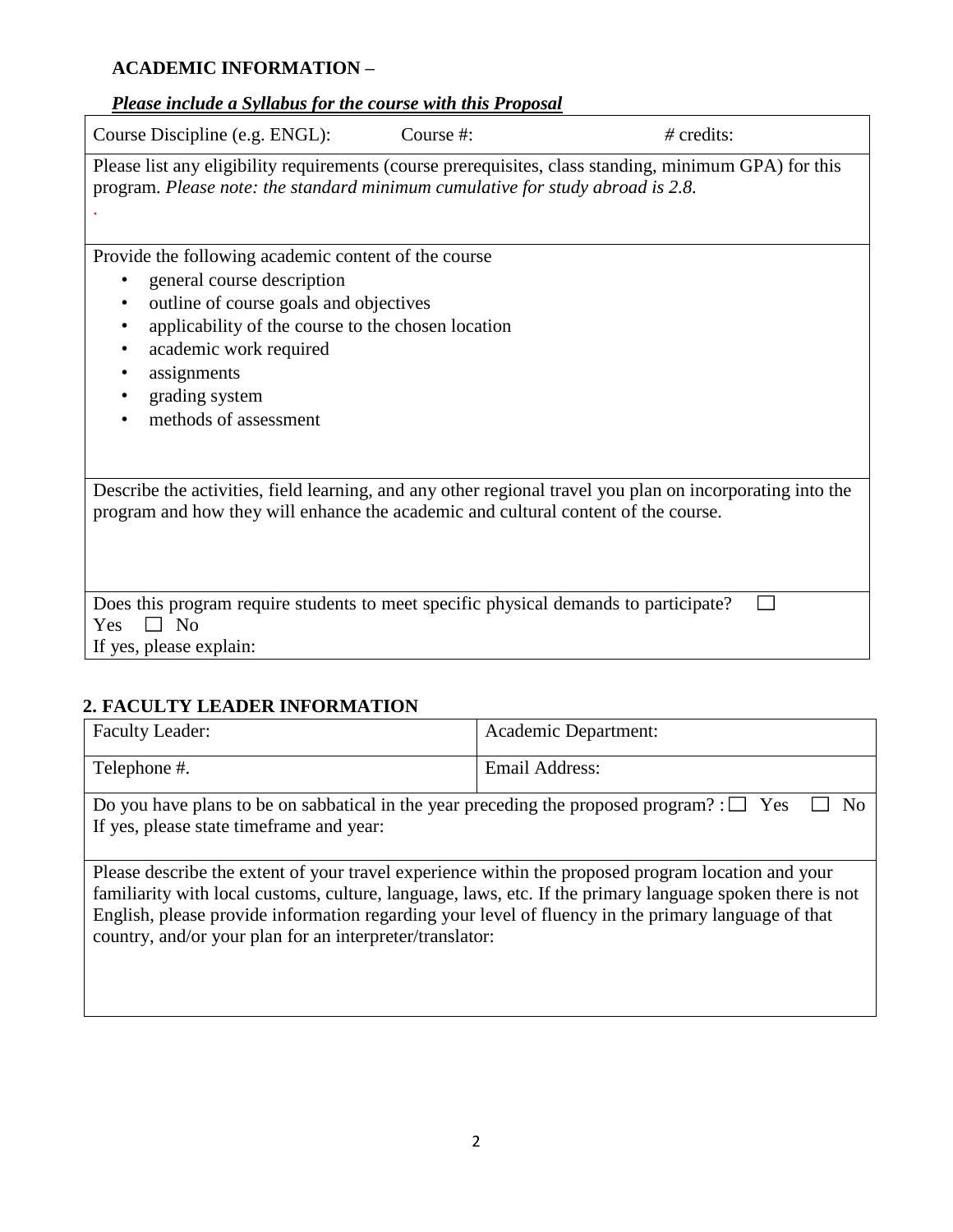## ACADEMIC INFORMATION –

***Please include a Syllabus for the course with this Proposal***

| Course Discipline (e.g. ENGL): | Course #: | # credits: |
|---|---|---|
| Please list any eligibility requirements (course prerequisites, class standing, minimum GPA) for this program. *Please note: the standard minimum cumulative for study abroad is 2.8.* | | |
| Provide the following academic content of the course<br>• general course description<br>• outline of course goals and objectives<br>• applicability of the course to the chosen location<br>• academic work required<br>• assignments<br>• grading system<br>• methods of assessment | | |
| Describe the activities, field learning, and any other regional travel you plan on incorporating into the program and how they will enhance the academic and cultural content of the course. | | |
| Does this program require students to meet specific physical demands to participate? ☐ Yes ☐ No<br>If yes, please explain: | | |

## 2. FACULTY LEADER INFORMATION

| Faculty Leader: | Academic Department: |
|---|---|
| Telephone #. | Email Address: |
| Do you have plans to be on sabbatical in the year preceding the proposed program? : ☐ Yes ☐ No<br>If yes, please state timeframe and year: | |
| Please describe the extent of your travel experience within the proposed program location and your familiarity with local customs, culture, language, laws, etc. If the primary language spoken there is not English, please provide information regarding your level of fluency in the primary language of that country, and/or your plan for an interpreter/translator: | |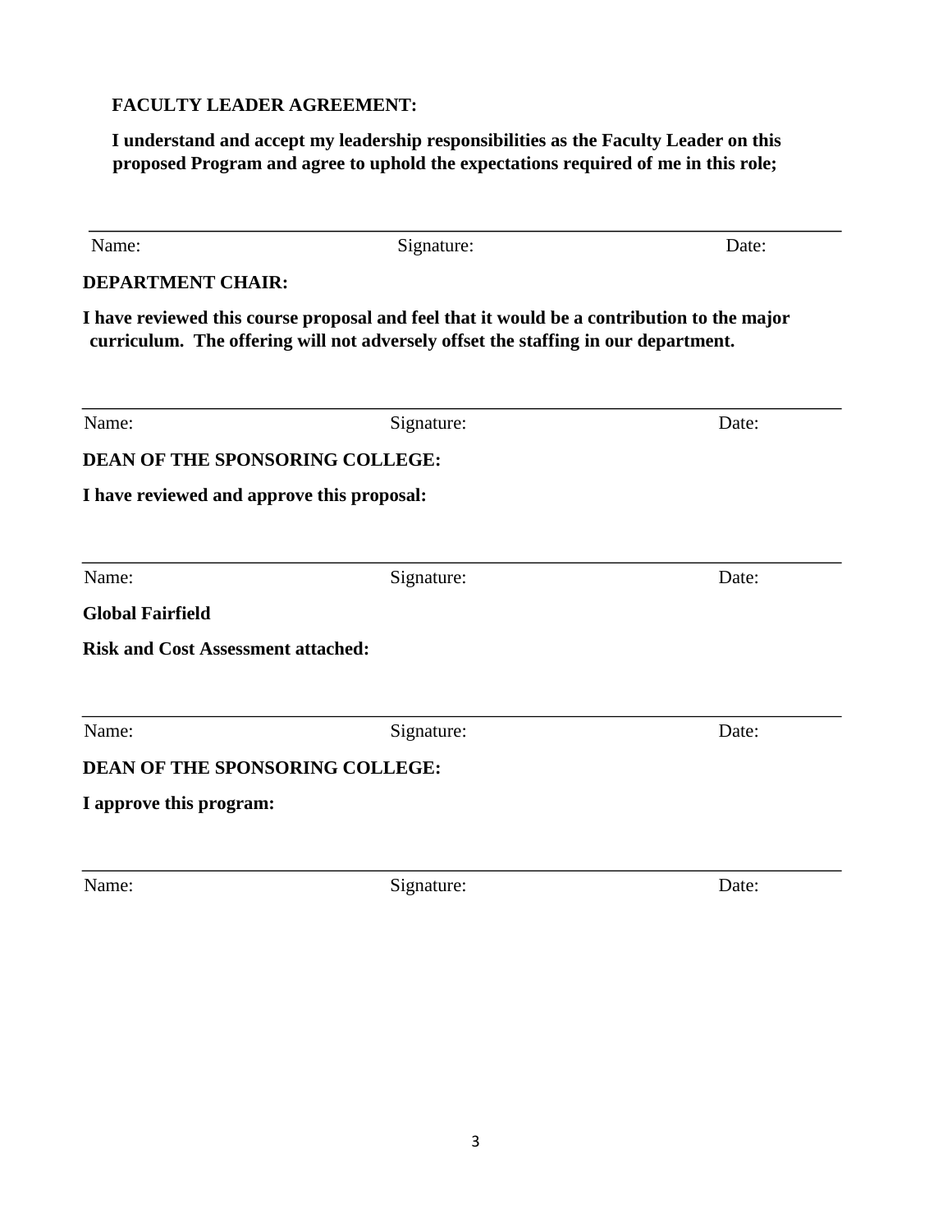**FACULTY LEADER AGREEMENT:**

**I understand and accept my leadership responsibilities as the Faculty Leader on this proposed Program and agree to uphold the expectations required of me in this role;**

---

Name: Signature: Date:

**DEPARTMENT CHAIR:**

**I have reviewed this course proposal and feel that it would be a contribution to the major curriculum. The offering will not adversely offset the staffing in our department.**

---

Name: Signature: Date:

**DEAN OF THE SPONSORING COLLEGE:**

**I have reviewed and approve this proposal:**

---

Name: Signature: Date:

**Global Fairfield**

**Risk and Cost Assessment attached:**

---

Name: Signature: Date:

**DEAN OF THE SPONSORING COLLEGE:**

**I approve this program:**

---

Name: Signature: Date: